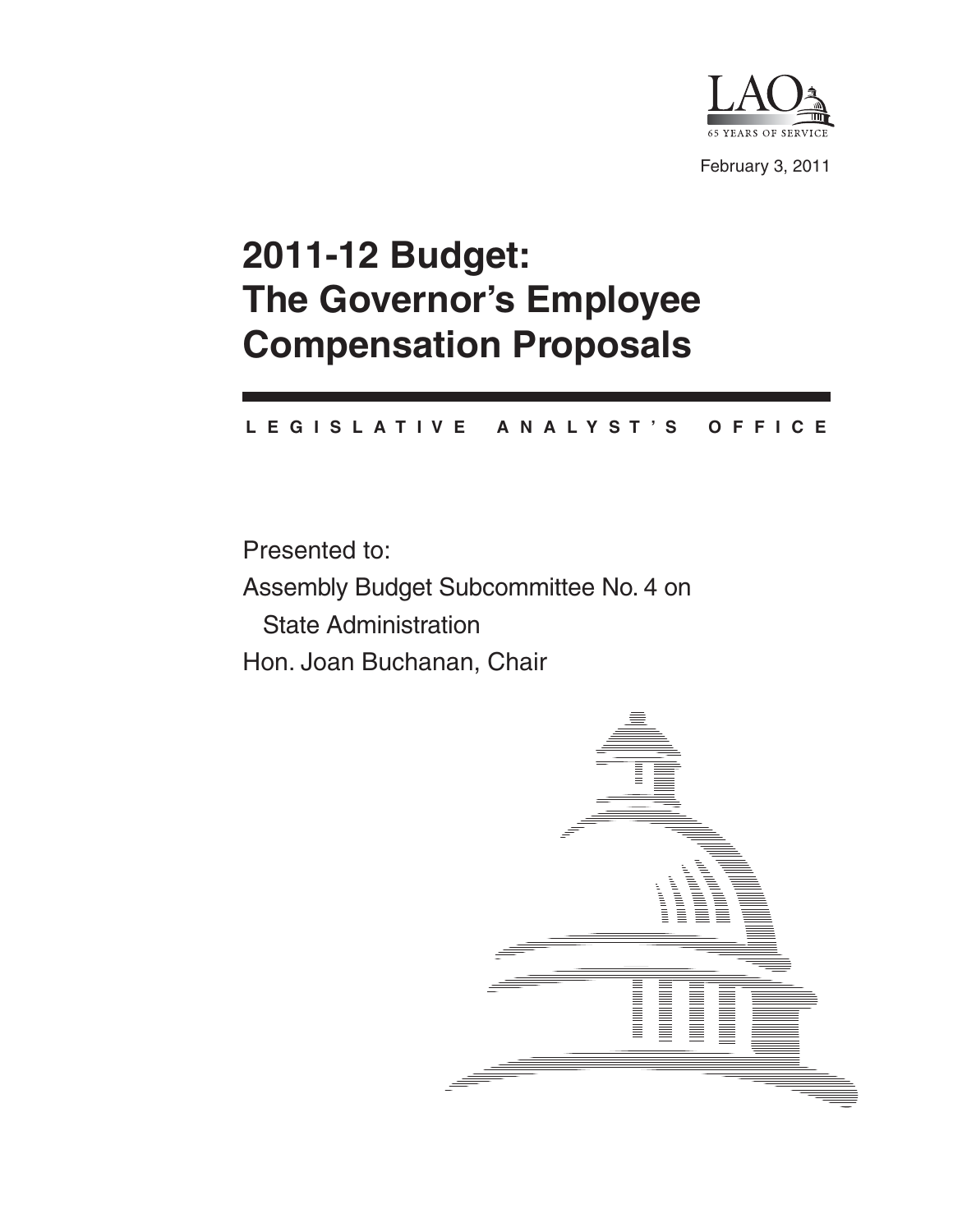LAO
65 YEARS OF SERVICE

February 3, 2011

# 2011-12 Budget: The Governor's Employee Compensation Proposals

**LEGISLATIVE ANALYST'S OFFICE**

Presented to:

Assembly Budget Subcommittee No. 4 on State Administration

Hon. Joan Buchanan, Chair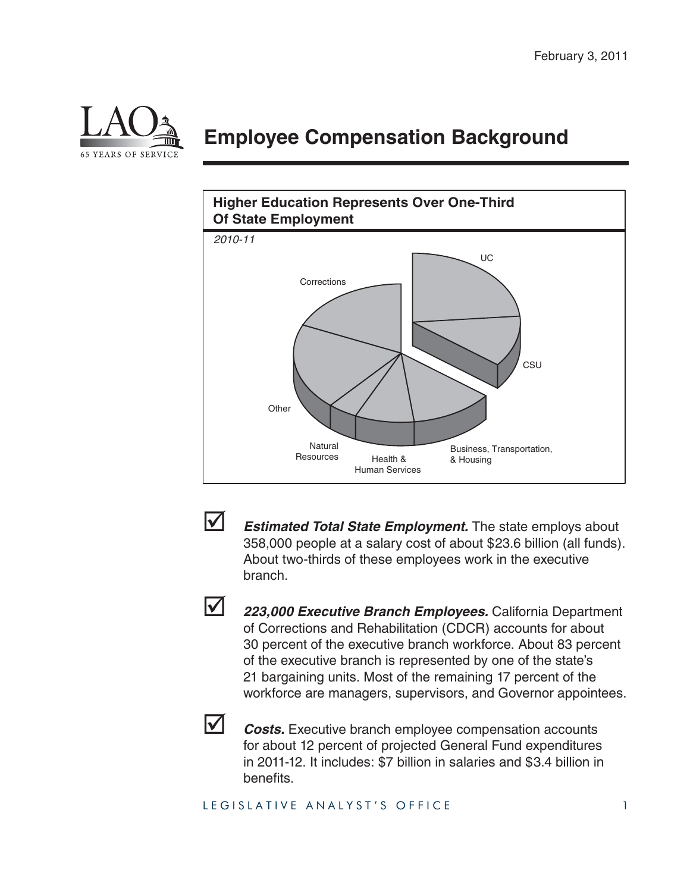February 3, 2011

# Employee Compensation Background

**Higher Education Represents Over One-Third Of State Employment**

*2010-11*

UC

CSU

Business, Transportation, & Housing

Health & Human Services

Natural Resources

Other

Corrections

- ☑ ***Estimated Total State Employment.*** The state employs about 358,000 people at a salary cost of about $23.6 billion (all funds). About two-thirds of these employees work in the executive branch.

- ☑ ***223,000 Executive Branch Employees.*** California Department of Corrections and Rehabilitation (CDCR) accounts for about 30 percent of the executive branch workforce. About 83 percent of the executive branch is represented by one of the state's 21 bargaining units. Most of the remaining 17 percent of the workforce are managers, supervisors, and Governor appointees.

- ☑ ***Costs.*** Executive branch employee compensation accounts for about 12 percent of projected General Fund expenditures in 2011-12. It includes: $7 billion in salaries and $3.4 billion in benefits.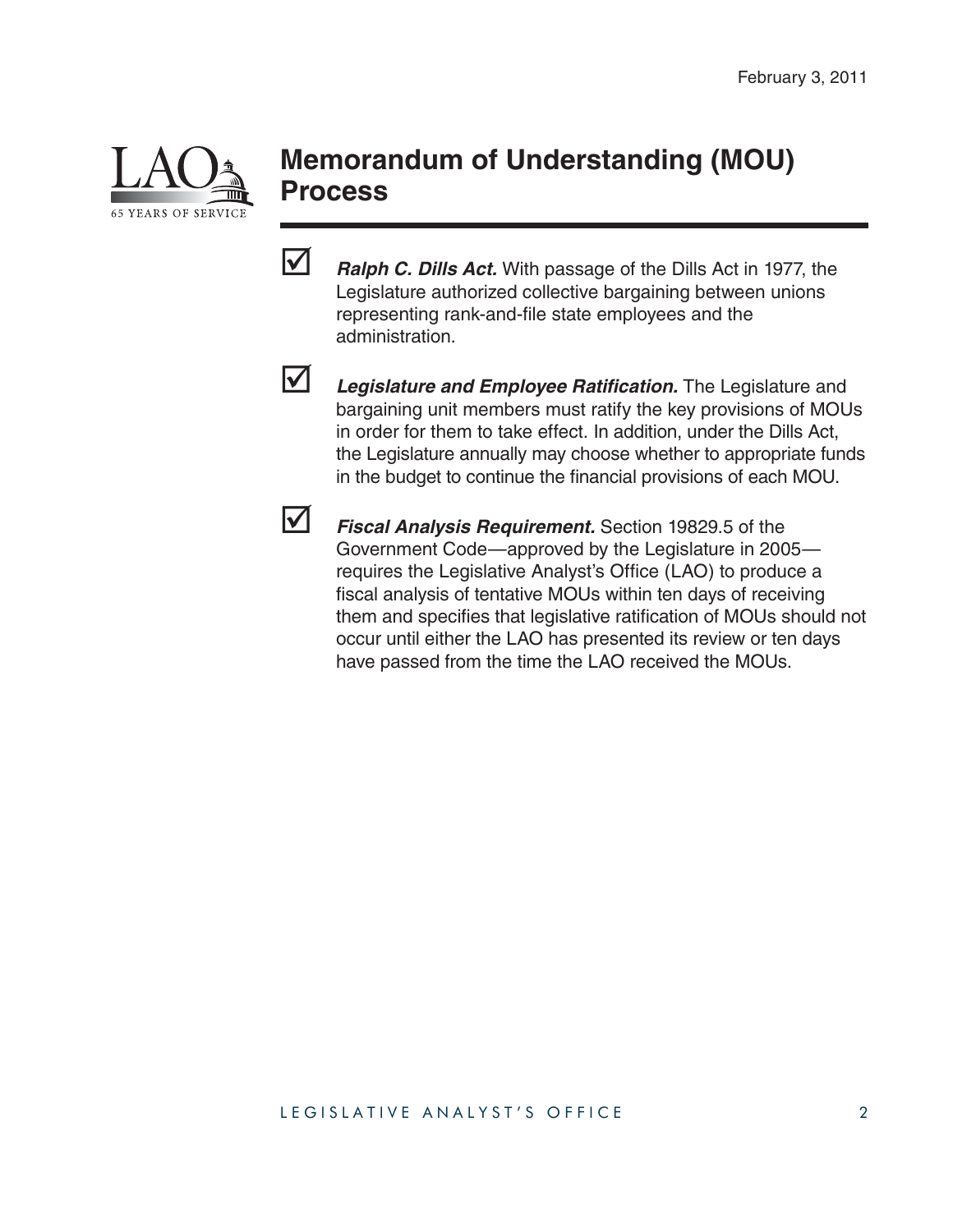February 3, 2011

# Memorandum of Understanding (MOU) Process

- ☑ ***Ralph C. Dills Act.*** With passage of the Dills Act in 1977, the Legislature authorized collective bargaining between unions representing rank-and-file state employees and the administration.

- ☑ ***Legislature and Employee Ratification.*** The Legislature and bargaining unit members must ratify the key provisions of MOUs in order for them to take effect. In addition, under the Dills Act, the Legislature annually may choose whether to appropriate funds in the budget to continue the financial provisions of each MOU.

- ☑ ***Fiscal Analysis Requirement.*** Section 19829.5 of the Government Code—approved by the Legislature in 2005—requires the Legislative Analyst's Office (LAO) to produce a fiscal analysis of tentative MOUs within ten days of receiving them and specifies that legislative ratification of MOUs should not occur until either the LAO has presented its review or ten days have passed from the time the LAO received the MOUs.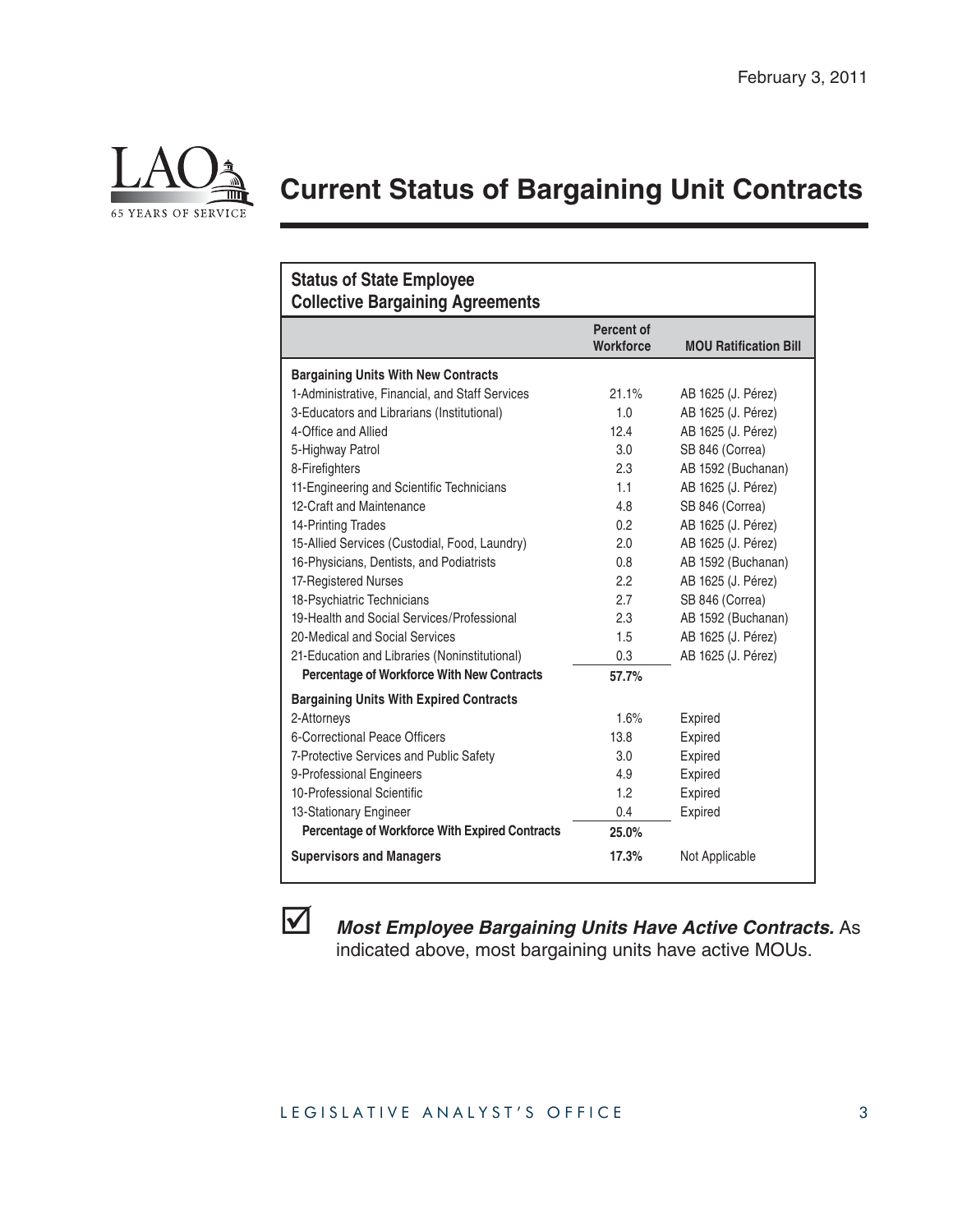February 3, 2011

# Current Status of Bargaining Unit Contracts

**Status of State Employee Collective Bargaining Agreements**

| | Percent of Workforce | MOU Ratification Bill |
|---|---|---|
| **Bargaining Units With New Contracts** | | |
| 1-Administrative, Financial, and Staff Services | 21.1% | AB 1625 (J. Pérez) |
| 3-Educators and Librarians (Institutional) | 1.0 | AB 1625 (J. Pérez) |
| 4-Office and Allied | 12.4 | AB 1625 (J. Pérez) |
| 5-Highway Patrol | 3.0 | SB 846 (Correa) |
| 8-Firefighters | 2.3 | AB 1592 (Buchanan) |
| 11-Engineering and Scientific Technicians | 1.1 | AB 1625 (J. Pérez) |
| 12-Craft and Maintenance | 4.8 | SB 846 (Correa) |
| 14-Printing Trades | 0.2 | AB 1625 (J. Pérez) |
| 15-Allied Services (Custodial, Food, Laundry) | 2.0 | AB 1625 (J. Pérez) |
| 16-Physicians, Dentists, and Podiatrists | 0.8 | AB 1592 (Buchanan) |
| 17-Registered Nurses | 2.2 | AB 1625 (J. Pérez) |
| 18-Psychiatric Technicians | 2.7 | SB 846 (Correa) |
| 19-Health and Social Services/Professional | 2.3 | AB 1592 (Buchanan) |
| 20-Medical and Social Services | 1.5 | AB 1625 (J. Pérez) |
| 21-Education and Libraries (Noninstitutional) | 0.3 | AB 1625 (J. Pérez) |
| **Percentage of Workforce With New Contracts** | **57.7%** | |
| **Bargaining Units With Expired Contracts** | | |
| 2-Attorneys | 1.6% | Expired |
| 6-Correctional Peace Officers | 13.8 | Expired |
| 7-Protective Services and Public Safety | 3.0 | Expired |
| 9-Professional Engineers | 4.9 | Expired |
| 10-Professional Scientific | 1.2 | Expired |
| 13-Stationary Engineer | 0.4 | Expired |
| **Percentage of Workforce With Expired Contracts** | **25.0%** | |
| **Supervisors and Managers** | **17.3%** | Not Applicable |

☑ ***Most Employee Bargaining Units Have Active Contracts.*** As indicated above, most bargaining units have active MOUs.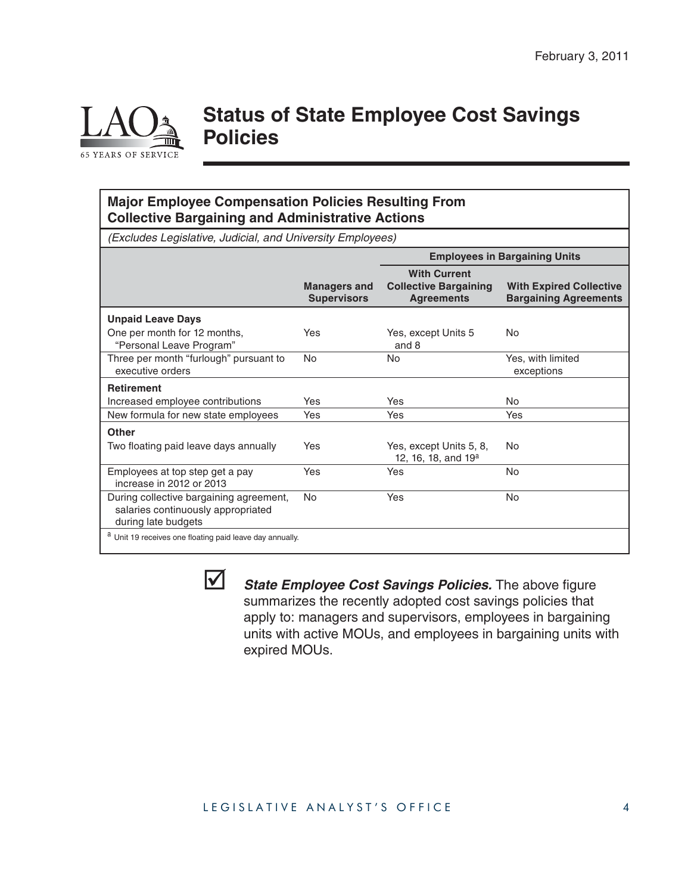February 3, 2011

# Status of State Employee Cost Savings Policies

**Major Employee Compensation Policies Resulting From Collective Bargaining and Administrative Actions**

*(Excludes Legislative, Judicial, and University Employees)*

| | | Employees in Bargaining Units | |
|---|---|---|---|
| | **Managers and Supervisors** | **With Current Collective Bargaining Agreements** | **With Expired Collective Bargaining Agreements** |
| **Unpaid Leave Days** | | | |
| One per month for 12 months, "Personal Leave Program" | Yes | Yes, except Units 5 and 8 | No |
| Three per month "furlough" pursuant to executive orders | No | No | Yes, with limited exceptions |
| **Retirement** | | | |
| Increased employee contributions | Yes | Yes | No |
| New formula for new state employees | Yes | Yes | Yes |
| **Other** | | | |
| Two floating paid leave days annually | Yes | Yes, except Units 5, 8, 12, 16, 18, and 19[a] | No |
| Employees at top step get a pay increase in 2012 or 2013 | Yes | Yes | No |
| During collective bargaining agreement, salaries continuously appropriated during late budgets | No | Yes | No |

[a] Unit 19 receives one floating paid leave day annually.

☑ ***State Employee Cost Savings Policies.*** The above figure summarizes the recently adopted cost savings policies that apply to: managers and supervisors, employees in bargaining units with active MOUs, and employees in bargaining units with expired MOUs.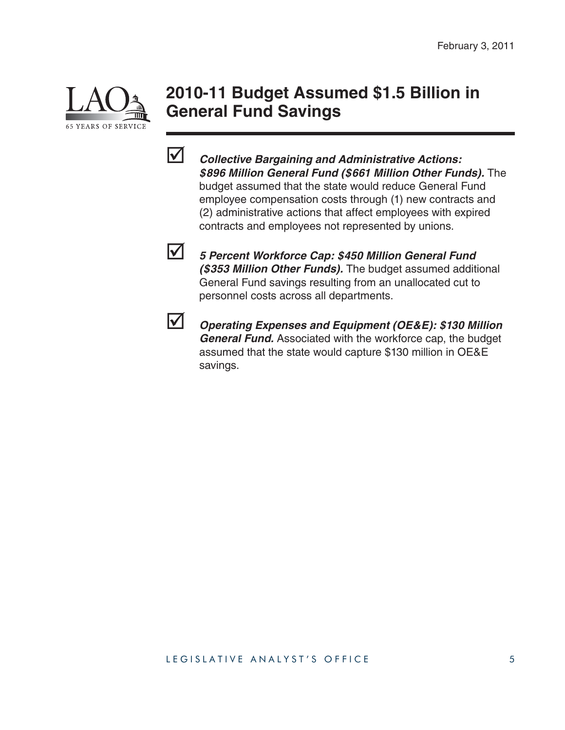## 2010-11 Budget Assumed $1.5 Billion in General Fund Savings

- ***Collective Bargaining and Administrative Actions: $896 Million General Fund ($661 Million Other Funds).*** The budget assumed that the state would reduce General Fund employee compensation costs through (1) new contracts and (2) administrative actions that affect employees with expired contracts and employees not represented by unions.

- ***5 Percent Workforce Cap: $450 Million General Fund ($353 Million Other Funds).*** The budget assumed additional General Fund savings resulting from an unallocated cut to personnel costs across all departments.

- ***Operating Expenses and Equipment (OE&E): $130 Million General Fund.*** Associated with the workforce cap, the budget assumed that the state would capture $130 million in OE&E savings.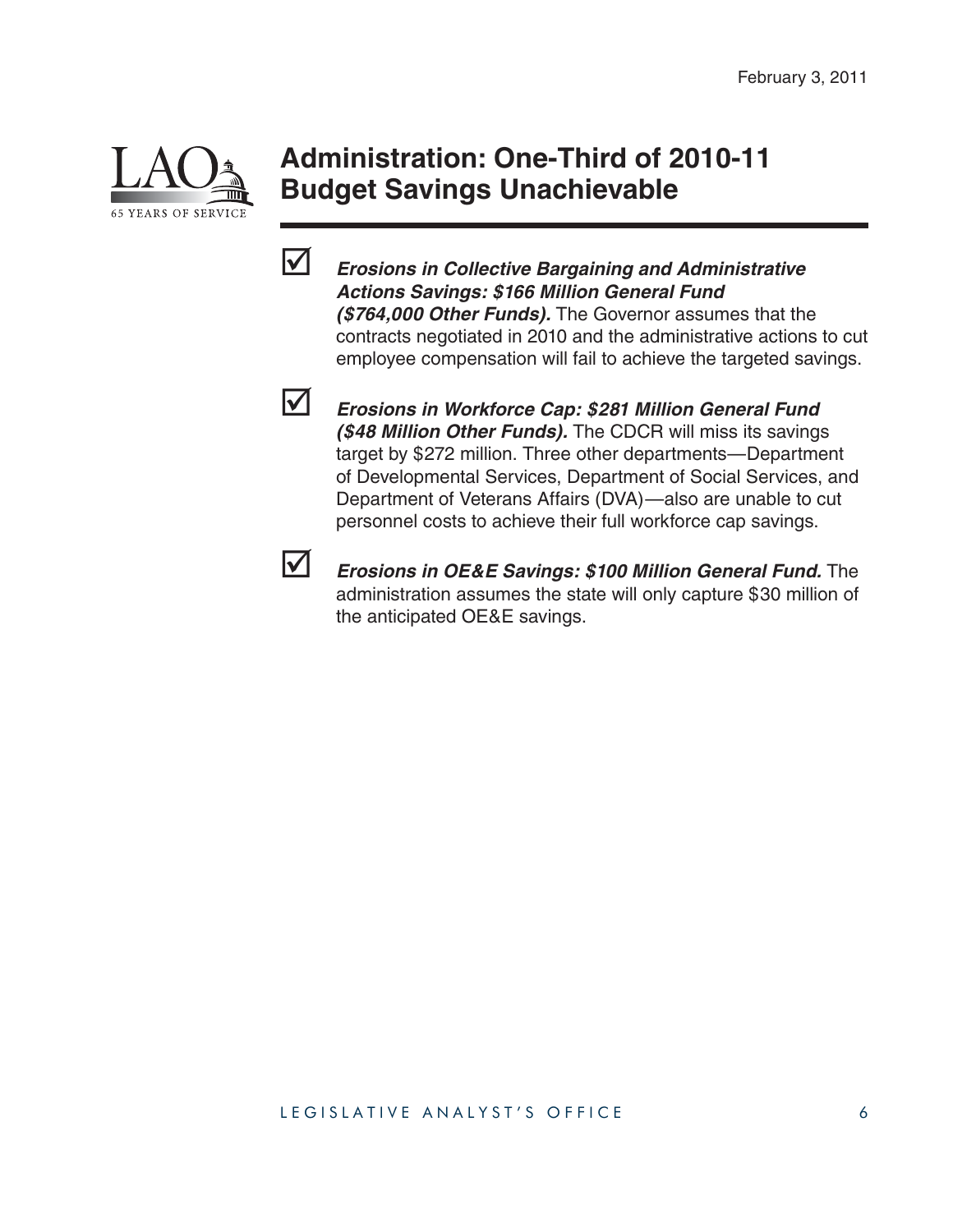# Administration: One-Third of 2010-11 Budget Savings Unachievable

- ***Erosions in Collective Bargaining and Administrative Actions Savings: $166 Million General Fund ($764,000 Other Funds).*** The Governor assumes that the contracts negotiated in 2010 and the administrative actions to cut employee compensation will fail to achieve the targeted savings.

- ***Erosions in Workforce Cap: $281 Million General Fund ($48 Million Other Funds).*** The CDCR will miss its savings target by $272 million. Three other departments—Department of Developmental Services, Department of Social Services, and Department of Veterans Affairs (DVA)—also are unable to cut personnel costs to achieve their full workforce cap savings.

- ***Erosions in OE&E Savings: $100 Million General Fund.*** The administration assumes the state will only capture $30 million of the anticipated OE&E savings.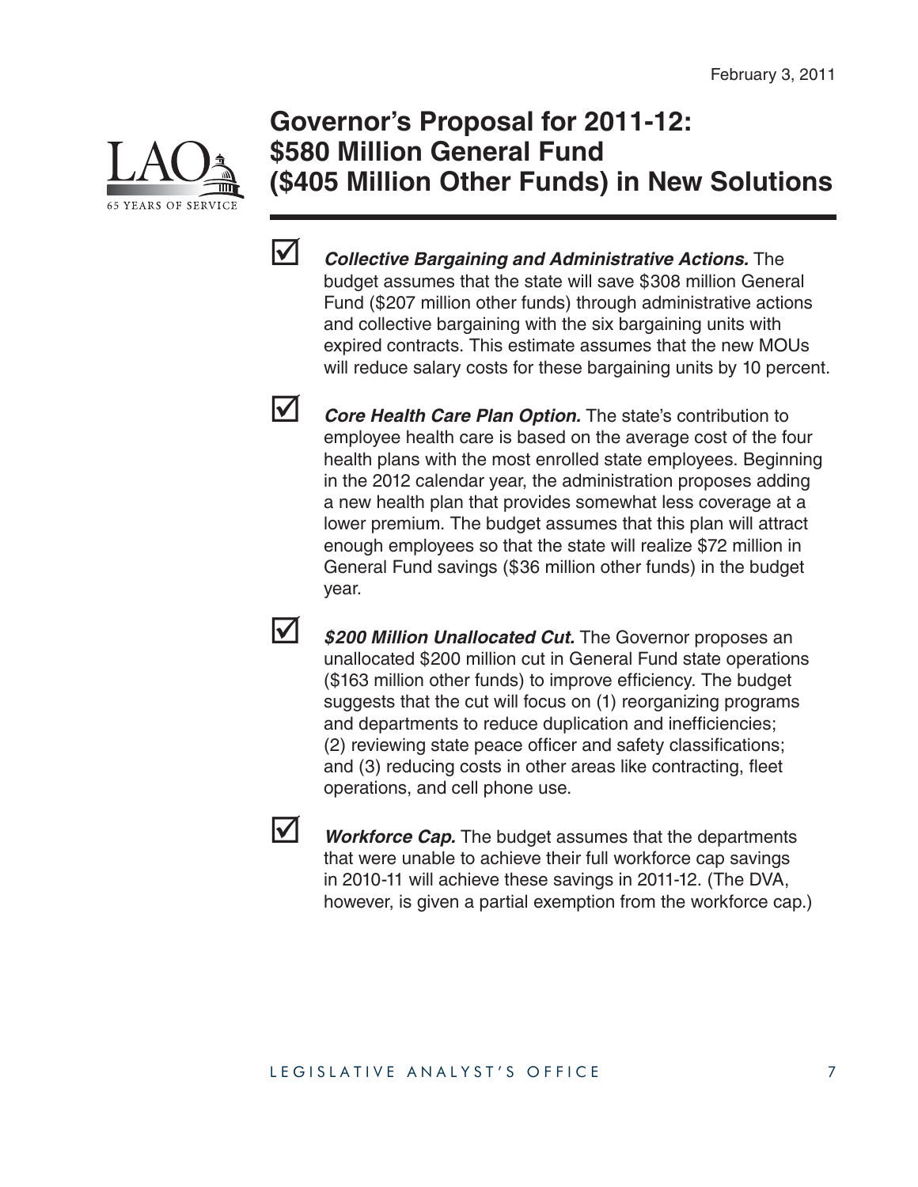February 3, 2011

# Governor's Proposal for 2011-12: $580 Million General Fund ($405 Million Other Funds) in New Solutions

- ***Collective Bargaining and Administrative Actions.*** The budget assumes that the state will save $308 million General Fund ($207 million other funds) through administrative actions and collective bargaining with the six bargaining units with expired contracts. This estimate assumes that the new MOUs will reduce salary costs for these bargaining units by 10 percent.

- ***Core Health Care Plan Option.*** The state's contribution to employee health care is based on the average cost of the four health plans with the most enrolled state employees. Beginning in the 2012 calendar year, the administration proposes adding a new health plan that provides somewhat less coverage at a lower premium. The budget assumes that this plan will attract enough employees so that the state will realize $72 million in General Fund savings ($36 million other funds) in the budget year.

- ***$200 Million Unallocated Cut.*** The Governor proposes an unallocated $200 million cut in General Fund state operations ($163 million other funds) to improve efficiency. The budget suggests that the cut will focus on (1) reorganizing programs and departments to reduce duplication and inefficiencies; (2) reviewing state peace officer and safety classifications; and (3) reducing costs in other areas like contracting, fleet operations, and cell phone use.

- ***Workforce Cap.*** The budget assumes that the departments that were unable to achieve their full workforce cap savings in 2010-11 will achieve these savings in 2011-12. (The DVA, however, is given a partial exemption from the workforce cap.)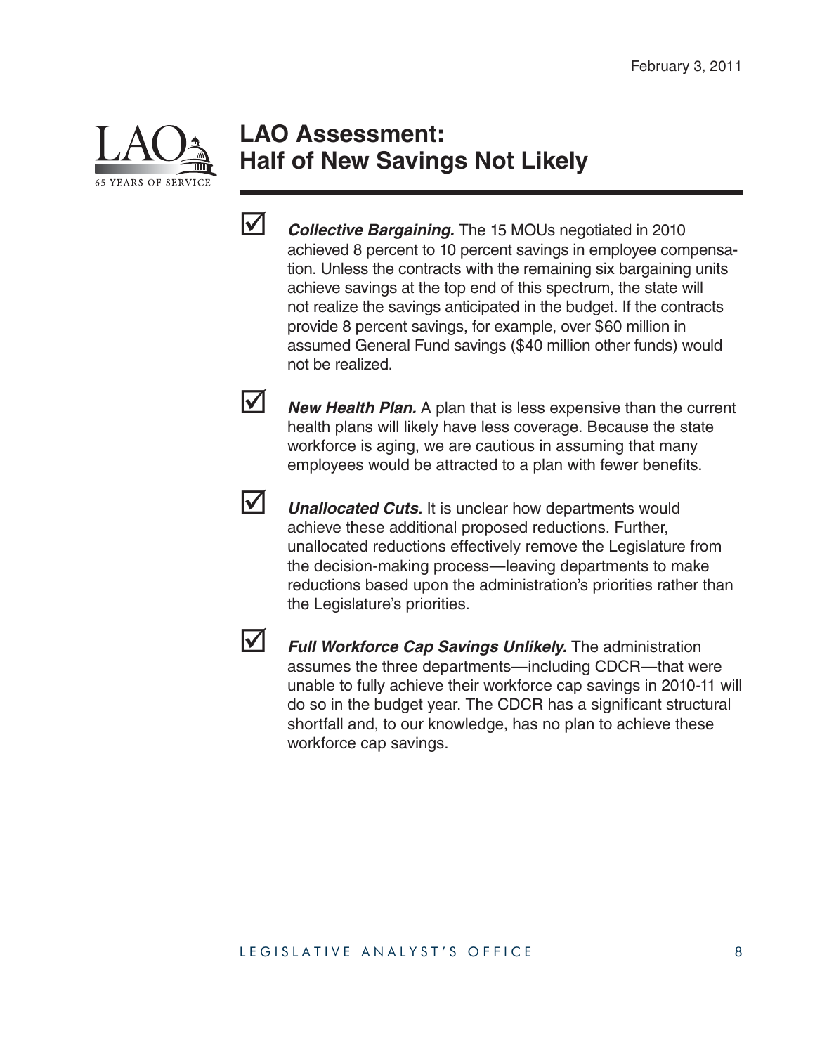February 3, 2011

# LAO Assessment: Half of New Savings Not Likely

- ☑ ***Collective Bargaining.*** The 15 MOUs negotiated in 2010 achieved 8 percent to 10 percent savings in employee compensation. Unless the contracts with the remaining six bargaining units achieve savings at the top end of this spectrum, the state will not realize the savings anticipated in the budget. If the contracts provide 8 percent savings, for example, over $60 million in assumed General Fund savings ($40 million other funds) would not be realized.

- ☑ ***New Health Plan.*** A plan that is less expensive than the current health plans will likely have less coverage. Because the state workforce is aging, we are cautious in assuming that many employees would be attracted to a plan with fewer benefits.

- ☑ ***Unallocated Cuts.*** It is unclear how departments would achieve these additional proposed reductions. Further, unallocated reductions effectively remove the Legislature from the decision-making process—leaving departments to make reductions based upon the administration's priorities rather than the Legislature's priorities.

- ☑ ***Full Workforce Cap Savings Unlikely.*** The administration assumes the three departments—including CDCR—that were unable to fully achieve their workforce cap savings in 2010-11 will do so in the budget year. The CDCR has a significant structural shortfall and, to our knowledge, has no plan to achieve these workforce cap savings.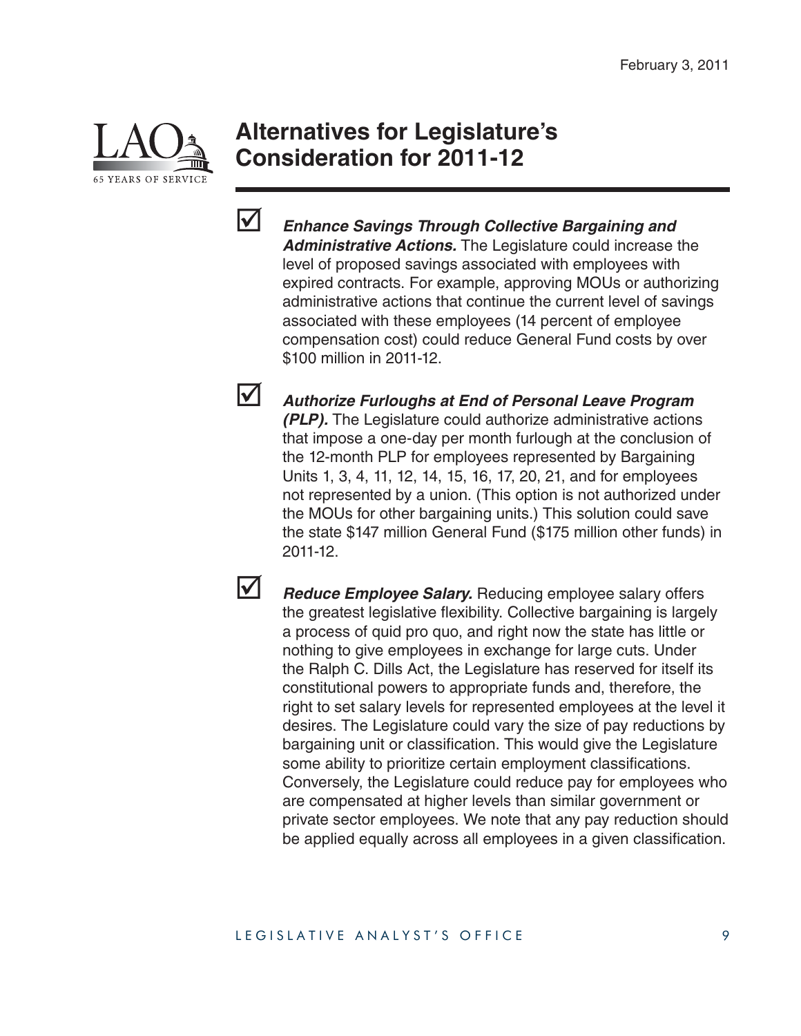## Alternatives for Legislature's Consideration for 2011-12

- ☑ ***Enhance Savings Through Collective Bargaining and Administrative Actions.*** The Legislature could increase the level of proposed savings associated with employees with expired contracts. For example, approving MOUs or authorizing administrative actions that continue the current level of savings associated with these employees (14 percent of employee compensation cost) could reduce General Fund costs by over $100 million in 2011-12.

- ☑ ***Authorize Furloughs at End of Personal Leave Program (PLP).*** The Legislature could authorize administrative actions that impose a one-day per month furlough at the conclusion of the 12-month PLP for employees represented by Bargaining Units 1, 3, 4, 11, 12, 14, 15, 16, 17, 20, 21, and for employees not represented by a union. (This option is not authorized under the MOUs for other bargaining units.) This solution could save the state $147 million General Fund ($175 million other funds) in 2011-12.

- ☑ ***Reduce Employee Salary.*** Reducing employee salary offers the greatest legislative flexibility. Collective bargaining is largely a process of quid pro quo, and right now the state has little or nothing to give employees in exchange for large cuts. Under the Ralph C. Dills Act, the Legislature has reserved for itself its constitutional powers to appropriate funds and, therefore, the right to set salary levels for represented employees at the level it desires. The Legislature could vary the size of pay reductions by bargaining unit or classification. This would give the Legislature some ability to prioritize certain employment classifications. Conversely, the Legislature could reduce pay for employees who are compensated at higher levels than similar government or private sector employees. We note that any pay reduction should be applied equally across all employees in a given classification.